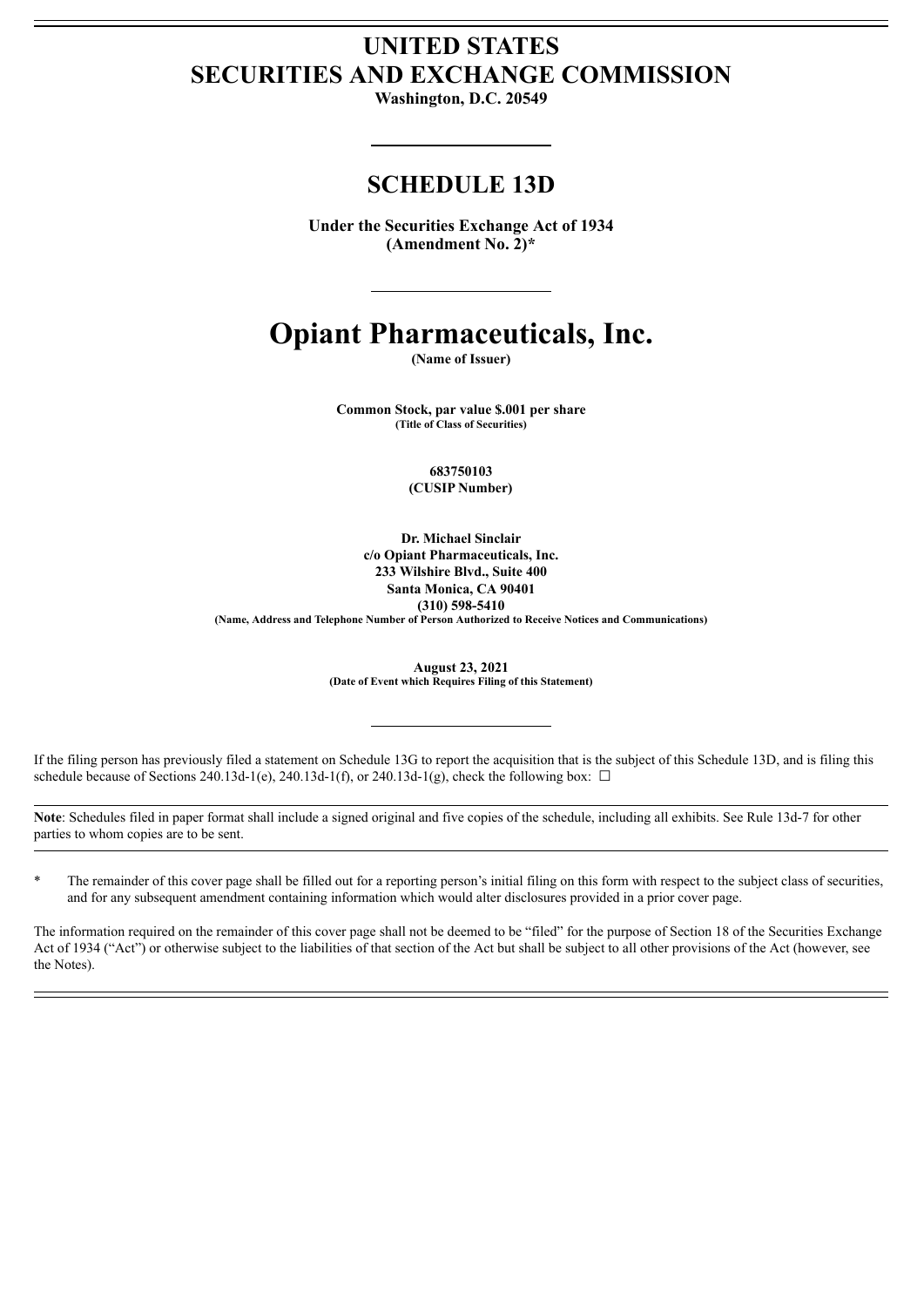# UNITED STATES
# SECURITIES AND EXCHANGE COMMISSION

**Washington, D.C. 20549**

---

## SCHEDULE 13D

**Under the Securities Exchange Act of 1934**
**(Amendment No. 2)***

---

# Opiant Pharmaceuticals, Inc.

**(Name of Issuer)**

**Common Stock, par value $.001 per share**
**(Title of Class of Securities)**

**683750103**
**(CUSIP Number)**

**Dr. Michael Sinclair**
**c/o Opiant Pharmaceuticals, Inc.**
**233 Wilshire Blvd., Suite 400**
**Santa Monica, CA 90401**
**(310) 598-5410**
**(Name, Address and Telephone Number of Person Authorized to Receive Notices and Communications)**

**August 23, 2021**
**(Date of Event which Requires Filing of this Statement)**

---

If the filing person has previously filed a statement on Schedule 13G to report the acquisition that is the subject of this Schedule 13D, and is filing this schedule because of Sections 240.13d-1(e), 240.13d-1(f), or 240.13d-1(g), check the following box: ☐

**Note**: Schedules filed in paper format shall include a signed original and five copies of the schedule, including all exhibits. See Rule 13d-7 for other parties to whom copies are to be sent.

\* The remainder of this cover page shall be filled out for a reporting person's initial filing on this form with respect to the subject class of securities, and for any subsequent amendment containing information which would alter disclosures provided in a prior cover page.

The information required on the remainder of this cover page shall not be deemed to be "filed" for the purpose of Section 18 of the Securities Exchange Act of 1934 ("Act") or otherwise subject to the liabilities of that section of the Act but shall be subject to all other provisions of the Act (however, see the Notes).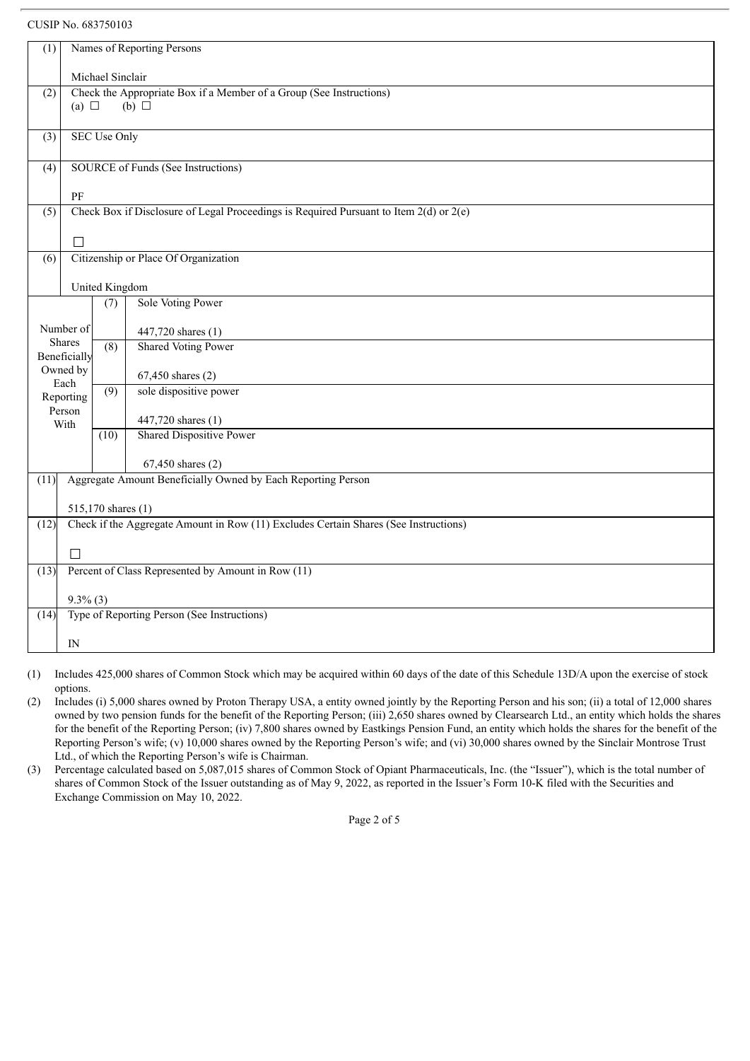CUSIP No. 683750103

| (1) | Names of Reporting Persons<br><br>Michael Sinclair | |
|---|---|---|
| (2) | Check the Appropriate Box if a Member of a Group (See Instructions)<br>(a) ☐ (b) ☐ | |
| (3) | SEC Use Only | |
| (4) | SOURCE of Funds (See Instructions)<br><br>PF | |
| (5) | Check Box if Disclosure of Legal Proceedings is Required Pursuant to Item 2(d) or 2(e)<br><br>☐ | |
| (6) | Citizenship or Place Of Organization<br><br>United Kingdom | |
| Number of Shares Beneficially Owned by Each Reporting Person With | (7) | Sole Voting Power<br><br>447,720 shares (1) |
| | (8) | Shared Voting Power<br><br>67,450 shares (2) |
| | (9) | sole dispositive power<br><br>447,720 shares (1) |
| | (10) | Shared Dispositive Power<br><br>67,450 shares (2) |
| (11) | Aggregate Amount Beneficially Owned by Each Reporting Person<br><br>515,170 shares (1) | |
| (12) | Check if the Aggregate Amount in Row (11) Excludes Certain Shares (See Instructions)<br><br>☐ | |
| (13) | Percent of Class Represented by Amount in Row (11)<br><br>9.3% (3) | |
| (14) | Type of Reporting Person (See Instructions)<br><br>IN | |

(1) Includes 425,000 shares of Common Stock which may be acquired within 60 days of the date of this Schedule 13D/A upon the exercise of stock options.

(2) Includes (i) 5,000 shares owned by Proton Therapy USA, a entity owned jointly by the Reporting Person and his son; (ii) a total of 12,000 shares owned by two pension funds for the benefit of the Reporting Person; (iii) 2,650 shares owned by Clearsearch Ltd., an entity which holds the shares for the benefit of the Reporting Person; (iv) 7,800 shares owned by Eastkings Pension Fund, an entity which holds the shares for the benefit of the Reporting Person's wife; (v) 10,000 shares owned by the Reporting Person's wife; and (vi) 30,000 shares owned by the Sinclair Montrose Trust Ltd., of which the Reporting Person's wife is Chairman.

(3) Percentage calculated based on 5,087,015 shares of Common Stock of Opiant Pharmaceuticals, Inc. (the "Issuer"), which is the total number of shares of Common Stock of the Issuer outstanding as of May 9, 2022, as reported in the Issuer's Form 10-K filed with the Securities and Exchange Commission on May 10, 2022.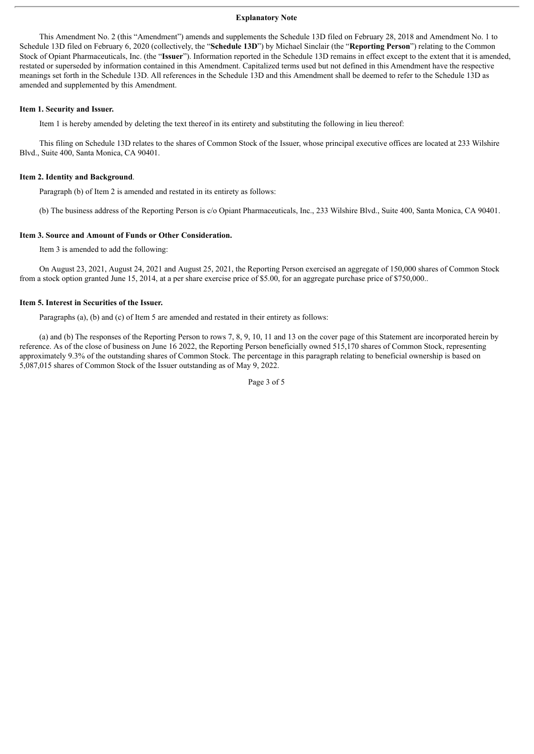## Explanatory Note

This Amendment No. 2 (this "Amendment") amends and supplements the Schedule 13D filed on February 28, 2018 and Amendment No. 1 to Schedule 13D filed on February 6, 2020 (collectively, the "**Schedule 13D**") by Michael Sinclair (the "**Reporting Person**") relating to the Common Stock of Opiant Pharmaceuticals, Inc. (the "**Issuer**"). Information reported in the Schedule 13D remains in effect except to the extent that it is amended, restated or superseded by information contained in this Amendment. Capitalized terms used but not defined in this Amendment have the respective meanings set forth in the Schedule 13D. All references in the Schedule 13D and this Amendment shall be deemed to refer to the Schedule 13D as amended and supplemented by this Amendment.

### Item 1. Security and Issuer.

Item 1 is hereby amended by deleting the text thereof in its entirety and substituting the following in lieu thereof:

This filing on Schedule 13D relates to the shares of Common Stock of the Issuer, whose principal executive offices are located at 233 Wilshire Blvd., Suite 400, Santa Monica, CA 90401.

### Item 2. Identity and Background.

Paragraph (b) of Item 2 is amended and restated in its entirety as follows:

(b) The business address of the Reporting Person is c/o Opiant Pharmaceuticals, Inc., 233 Wilshire Blvd., Suite 400, Santa Monica, CA 90401.

### Item 3. Source and Amount of Funds or Other Consideration.

Item 3 is amended to add the following:

On August 23, 2021, August 24, 2021 and August 25, 2021, the Reporting Person exercised an aggregate of 150,000 shares of Common Stock from a stock option granted June 15, 2014, at a per share exercise price of $5.00, for an aggregate purchase price of $750,000..

### Item 5. Interest in Securities of the Issuer.

Paragraphs (a), (b) and (c) of Item 5 are amended and restated in their entirety as follows:

(a) and (b) The responses of the Reporting Person to rows 7, 8, 9, 10, 11 and 13 on the cover page of this Statement are incorporated herein by reference. As of the close of business on June 16 2022, the Reporting Person beneficially owned 515,170 shares of Common Stock, representing approximately 9.3% of the outstanding shares of Common Stock. The percentage in this paragraph relating to beneficial ownership is based on 5,087,015 shares of Common Stock of the Issuer outstanding as of May 9, 2022.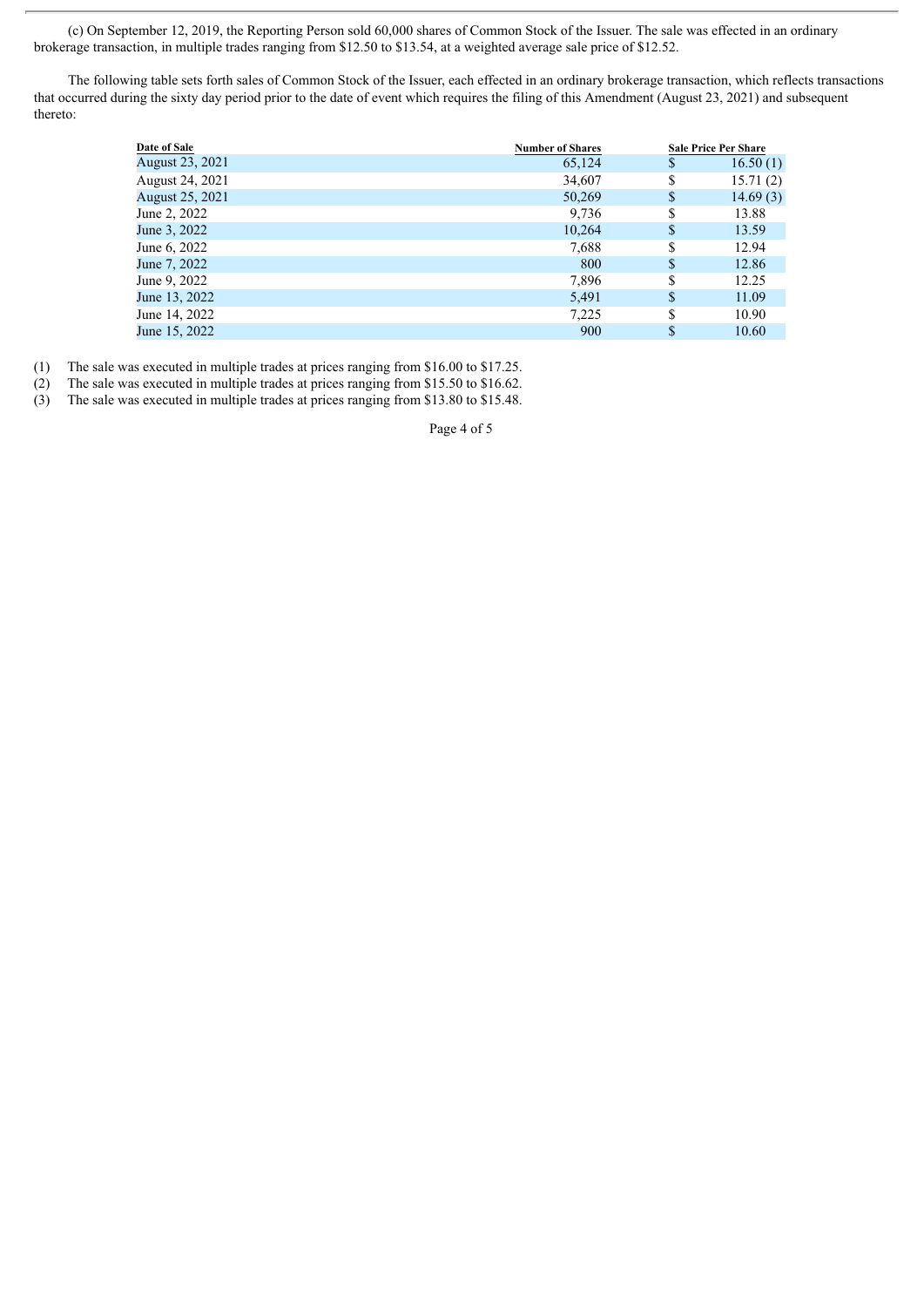(c) On September 12, 2019, the Reporting Person sold 60,000 shares of Common Stock of the Issuer. The sale was effected in an ordinary brokerage transaction, in multiple trades ranging from $12.50 to $13.54, at a weighted average sale price of $12.52.

The following table sets forth sales of Common Stock of the Issuer, each effected in an ordinary brokerage transaction, which reflects transactions that occurred during the sixty day period prior to the date of event which requires the filing of this Amendment (August 23, 2021) and subsequent thereto:

| Date of Sale | Number of Shares | Sale Price Per Share |
|---|---|---|
| August 23, 2021 | 65,124 | $ 16.50 (1) |
| August 24, 2021 | 34,607 | $ 15.71 (2) |
| August 25, 2021 | 50,269 | $ 14.69 (3) |
| June 2, 2022 | 9,736 | $ 13.88 |
| June 3, 2022 | 10,264 | $ 13.59 |
| June 6, 2022 | 7,688 | $ 12.94 |
| June 7, 2022 | 800 | $ 12.86 |
| June 9, 2022 | 7,896 | $ 12.25 |
| June 13, 2022 | 5,491 | $ 11.09 |
| June 14, 2022 | 7,225 | $ 10.90 |
| June 15, 2022 | 900 | $ 10.60 |

(1) The sale was executed in multiple trades at prices ranging from $16.00 to $17.25.
(2) The sale was executed in multiple trades at prices ranging from $15.50 to $16.62.
(3) The sale was executed in multiple trades at prices ranging from $13.80 to $15.48.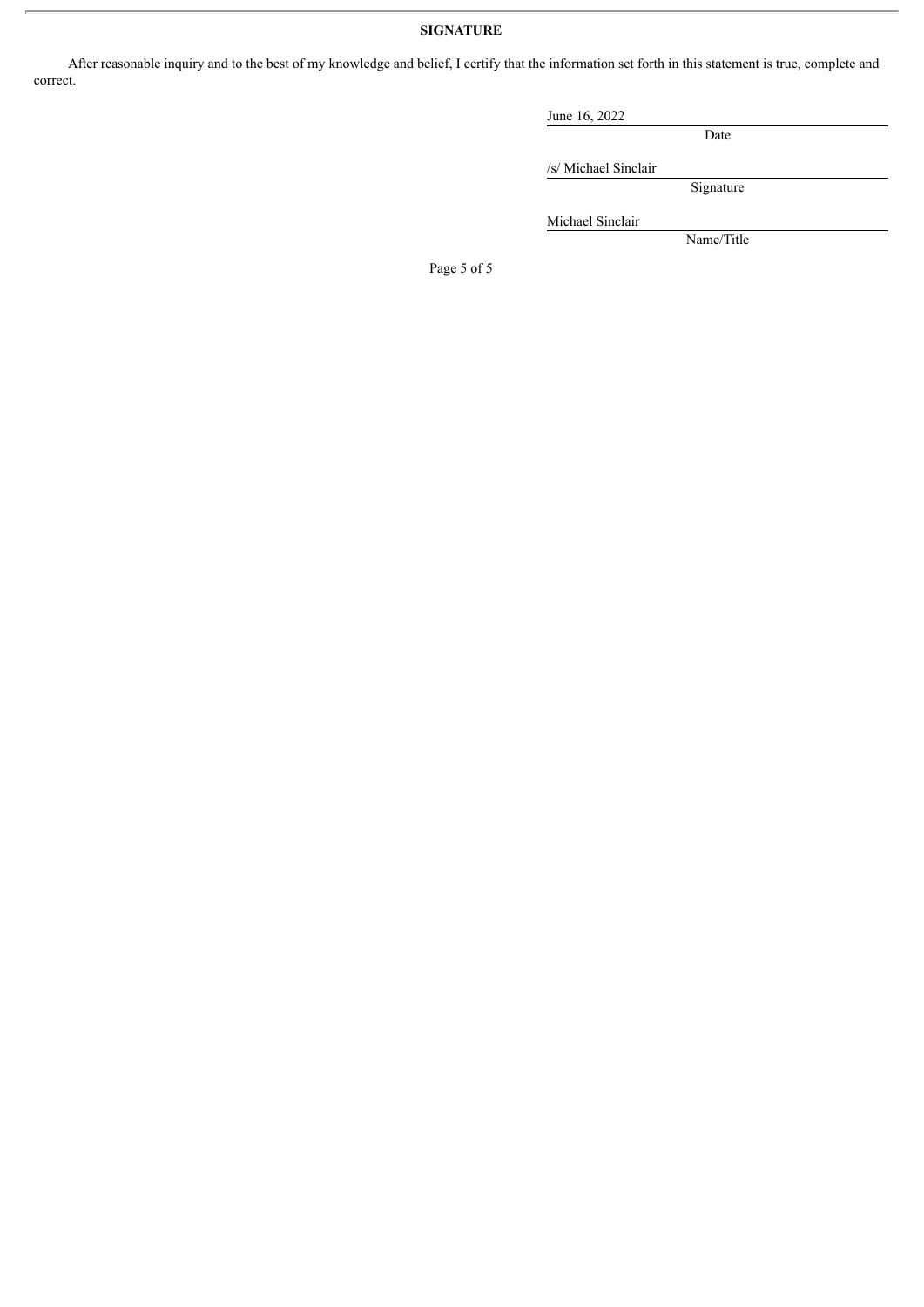**SIGNATURE**

After reasonable inquiry and to the best of my knowledge and belief, I certify that the information set forth in this statement is true, complete and correct.

June 16, 2022
Date

/s/ Michael Sinclair
Signature

Michael Sinclair
Name/Title